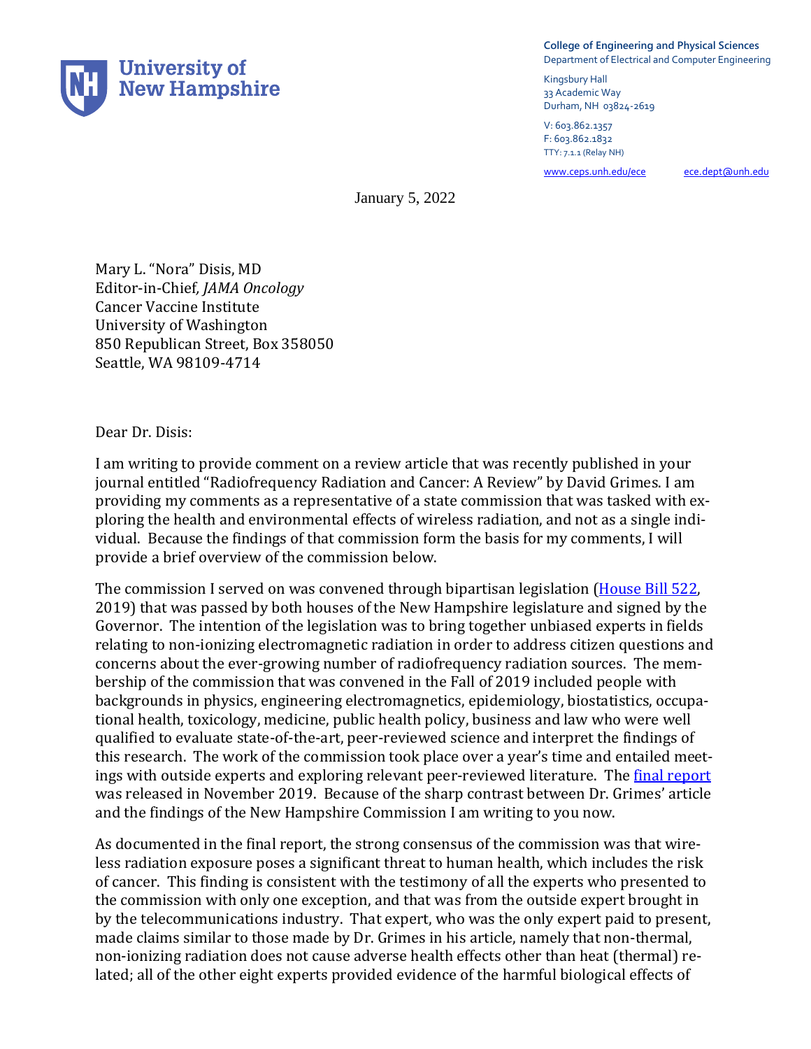University of New Hampshire

College of Engineering and Physical Sciences
Department of Electrical and Computer Engineering

Kingsbury Hall
33 Academic Way
Durham, NH 03824-2619

V: 603.862.1357
F: 603.862.1832
TTY: 7.1.1 (Relay NH)

www.ceps.unh.edu/ece ece.dept@unh.edu

January 5, 2022

Mary L. "Nora" Disis, MD
Editor-in-Chief, *JAMA Oncology*
Cancer Vaccine Institute
University of Washington
850 Republican Street, Box 358050
Seattle, WA 98109-4714

Dear Dr. Disis:

I am writing to provide comment on a review article that was recently published in your journal entitled "Radiofrequency Radiation and Cancer: A Review" by David Grimes. I am providing my comments as a representative of a state commission that was tasked with exploring the health and environmental effects of wireless radiation, and not as a single individual. Because the findings of that commission form the basis for my comments, I will provide a brief overview of the commission below.

The commission I served on was convened through bipartisan legislation (House Bill 522, 2019) that was passed by both houses of the New Hampshire legislature and signed by the Governor. The intention of the legislation was to bring together unbiased experts in fields relating to non-ionizing electromagnetic radiation in order to address citizen questions and concerns about the ever-growing number of radiofrequency radiation sources. The membership of the commission that was convened in the Fall of 2019 included people with backgrounds in physics, engineering electromagnetics, epidemiology, biostatistics, occupational health, toxicology, medicine, public health policy, business and law who were well qualified to evaluate state-of-the-art, peer-reviewed science and interpret the findings of this research. The work of the commission took place over a year's time and entailed meetings with outside experts and exploring relevant peer-reviewed literature. The final report was released in November 2019. Because of the sharp contrast between Dr. Grimes' article and the findings of the New Hampshire Commission I am writing to you now.

As documented in the final report, the strong consensus of the commission was that wireless radiation exposure poses a significant threat to human health, which includes the risk of cancer. This finding is consistent with the testimony of all the experts who presented to the commission with only one exception, and that was from the outside expert brought in by the telecommunications industry. That expert, who was the only expert paid to present, made claims similar to those made by Dr. Grimes in his article, namely that non-thermal, non-ionizing radiation does not cause adverse health effects other than heat (thermal) related; all of the other eight experts provided evidence of the harmful biological effects of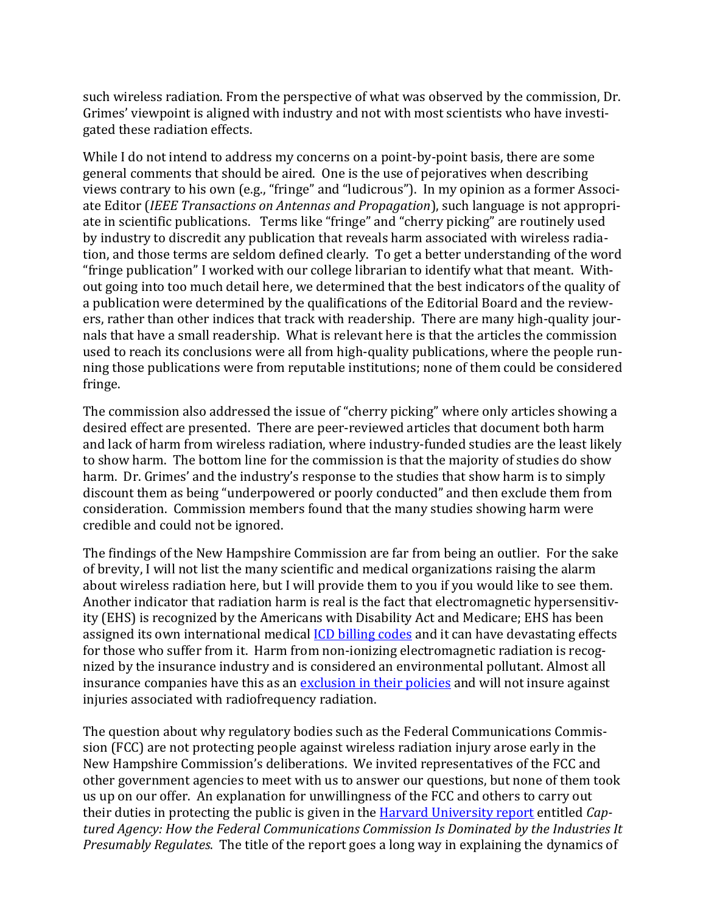such wireless radiation. From the perspective of what was observed by the commission, Dr. Grimes' viewpoint is aligned with industry and not with most scientists who have investigated these radiation effects.

While I do not intend to address my concerns on a point-by-point basis, there are some general comments that should be aired. One is the use of pejoratives when describing views contrary to his own (e.g., "fringe" and "ludicrous"). In my opinion as a former Associate Editor (*IEEE Transactions on Antennas and Propagation*), such language is not appropriate in scientific publications. Terms like "fringe" and "cherry picking" are routinely used by industry to discredit any publication that reveals harm associated with wireless radiation, and those terms are seldom defined clearly. To get a better understanding of the word "fringe publication" I worked with our college librarian to identify what that meant. Without going into too much detail here, we determined that the best indicators of the quality of a publication were determined by the qualifications of the Editorial Board and the reviewers, rather than other indices that track with readership. There are many high-quality journals that have a small readership. What is relevant here is that the articles the commission used to reach its conclusions were all from high-quality publications, where the people running those publications were from reputable institutions; none of them could be considered fringe.

The commission also addressed the issue of "cherry picking" where only articles showing a desired effect are presented. There are peer-reviewed articles that document both harm and lack of harm from wireless radiation, where industry-funded studies are the least likely to show harm. The bottom line for the commission is that the majority of studies do show harm. Dr. Grimes' and the industry's response to the studies that show harm is to simply discount them as being "underpowered or poorly conducted" and then exclude them from consideration. Commission members found that the many studies showing harm were credible and could not be ignored.

The findings of the New Hampshire Commission are far from being an outlier. For the sake of brevity, I will not list the many scientific and medical organizations raising the alarm about wireless radiation here, but I will provide them to you if you would like to see them. Another indicator that radiation harm is real is the fact that electromagnetic hypersensitivity (EHS) is recognized by the Americans with Disability Act and Medicare; EHS has been assigned its own international medical ICD billing codes and it can have devastating effects for those who suffer from it. Harm from non-ionizing electromagnetic radiation is recognized by the insurance industry and is considered an environmental pollutant. Almost all insurance companies have this as an exclusion in their policies and will not insure against injuries associated with radiofrequency radiation.

The question about why regulatory bodies such as the Federal Communications Commission (FCC) are not protecting people against wireless radiation injury arose early in the New Hampshire Commission's deliberations. We invited representatives of the FCC and other government agencies to meet with us to answer our questions, but none of them took us up on our offer. An explanation for unwillingness of the FCC and others to carry out their duties in protecting the public is given in the Harvard University report entitled *Captured Agency: How the Federal Communications Commission Is Dominated by the Industries It Presumably Regulates*. The title of the report goes a long way in explaining the dynamics of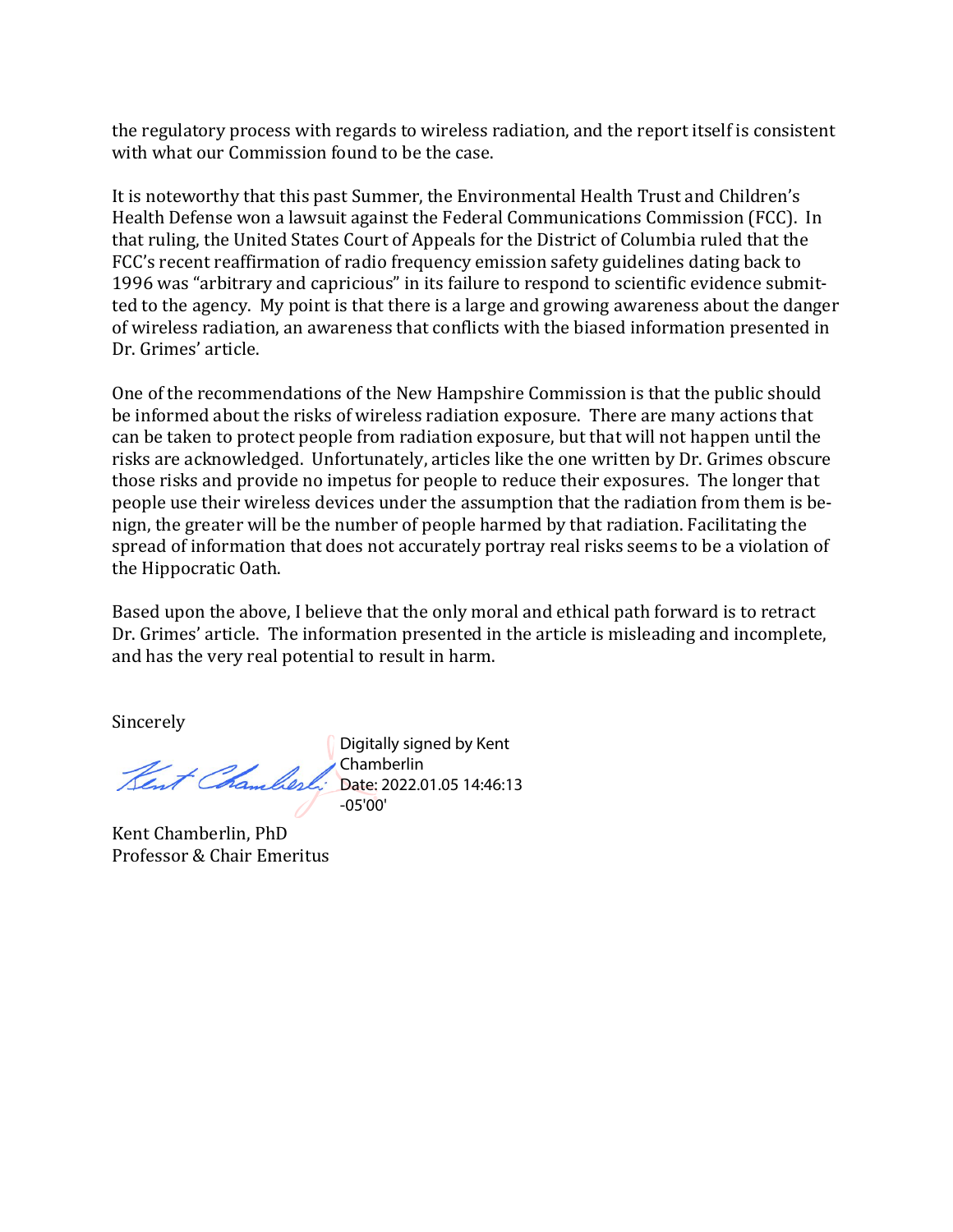the regulatory process with regards to wireless radiation, and the report itself is consistent with what our Commission found to be the case.

It is noteworthy that this past Summer, the Environmental Health Trust and Children's Health Defense won a lawsuit against the Federal Communications Commission (FCC). In that ruling, the United States Court of Appeals for the District of Columbia ruled that the FCC's recent reaffirmation of radio frequency emission safety guidelines dating back to 1996 was "arbitrary and capricious" in its failure to respond to scientific evidence submitted to the agency. My point is that there is a large and growing awareness about the danger of wireless radiation, an awareness that conflicts with the biased information presented in Dr. Grimes' article.

One of the recommendations of the New Hampshire Commission is that the public should be informed about the risks of wireless radiation exposure. There are many actions that can be taken to protect people from radiation exposure, but that will not happen until the risks are acknowledged. Unfortunately, articles like the one written by Dr. Grimes obscure those risks and provide no impetus for people to reduce their exposures. The longer that people use their wireless devices under the assumption that the radiation from them is benign, the greater will be the number of people harmed by that radiation. Facilitating the spread of information that does not accurately portray real risks seems to be a violation of the Hippocratic Oath.

Based upon the above, I believe that the only moral and ethical path forward is to retract Dr. Grimes' article. The information presented in the article is misleading and incomplete, and has the very real potential to result in harm.

Sincerely

Digitally signed by Kent Chamberlin
Date: 2022.01.05 14:46:13 -05'00'

Kent Chamberlin, PhD
Professor & Chair Emeritus